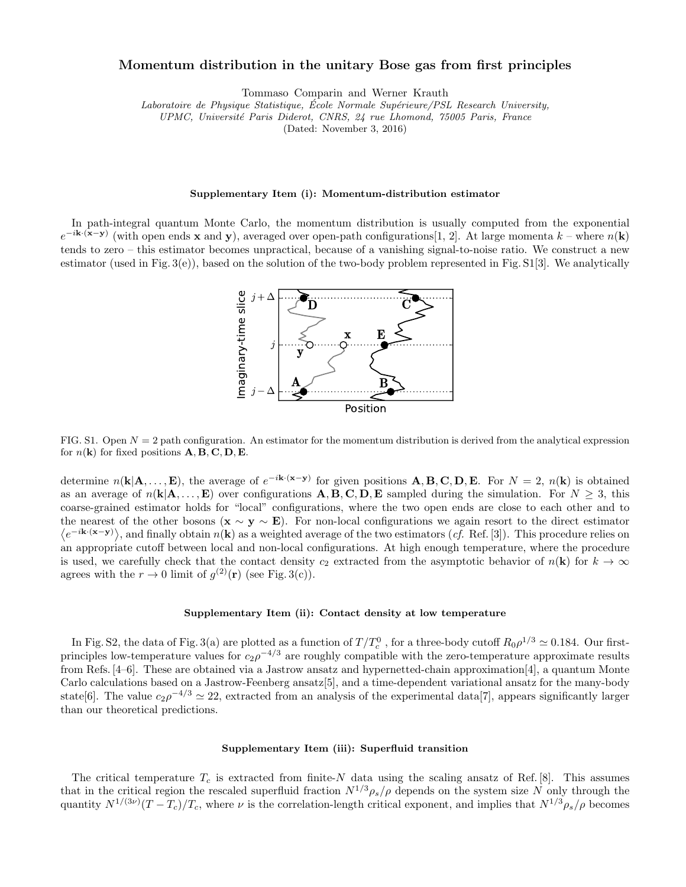# Momentum distribution in the unitary Bose gas from first principles

Tommaso Comparin and Werner Krauth

*Laboratoire de Physique Statistique, École Normale Supérieure/PSL Research University, UPMC, Université Paris Diderot, CNRS, 24 rue Lhomond, 75005 Paris, France*

(Dated: November 3, 2016)

### Supplementary Item (i): Momentum-distribution estimator

In path-integral quantum Monte Carlo, the momentum distribution is usually computed from the exponential $e^{-i\mathbf{k}\cdot(\mathbf{x}-\mathbf{y})}$ (with open ends $\mathbf{x}$ and $\mathbf{y}$), averaged over open-path configurations[1, 2]. At large momenta $k$ – where $n(\mathbf{k})$ tends to zero – this estimator becomes unpractical, because of a vanishing signal-to-noise ratio. We construct a new estimator (used in Fig. 3(e)), based on the solution of the two-body problem represented in Fig. S1[3]. We analytically

FIG. S1. Open $N = 2$ path configuration. An estimator for the momentum distribution is derived from the analytical expression for $n(\mathbf{k})$ for fixed positions $\mathbf{A}, \mathbf{B}, \mathbf{C}, \mathbf{D}, \mathbf{E}$.

determine $n(\mathbf{k}|\mathbf{A}, \ldots, \mathbf{E})$, the average of $e^{-i\mathbf{k}\cdot(\mathbf{x}-\mathbf{y})}$ for given positions $\mathbf{A}, \mathbf{B}, \mathbf{C}, \mathbf{D}, \mathbf{E}$. For $N = 2$, $n(\mathbf{k})$ is obtained as an average of $n(\mathbf{k}|\mathbf{A}, \ldots, \mathbf{E})$ over configurations $\mathbf{A}, \mathbf{B}, \mathbf{C}, \mathbf{D}, \mathbf{E}$ sampled during the simulation. For $N \geq 3$, this coarse-grained estimator holds for "local" configurations, where the two open ends are close to each other and to the nearest of the other bosons ($\mathbf{x} \sim \mathbf{y} \sim \mathbf{E}$). For non-local configurations we again resort to the direct estimator $\left\langle e^{-i\mathbf{k}\cdot(\mathbf{x}-\mathbf{y})} \right\rangle$, and finally obtain $n(\mathbf{k})$ as a weighted average of the two estimators (*cf.* Ref. [3]). This procedure relies on an appropriate cutoff between local and non-local configurations. At high enough temperature, where the procedure is used, we carefully check that the contact density $c_2$ extracted from the asymptotic behavior of $n(\mathbf{k})$ for $k \to \infty$ agrees with the $r \to 0$ limit of $g^{(2)}(\mathbf{r})$ (see Fig. 3(c)).

### Supplementary Item (ii): Contact density at low temperature

In Fig. S2, the data of Fig. 3(a) are plotted as a function of $T/T_c^0$ , for a three-body cutoff $R_0\rho^{1/3} \simeq 0.184$. Our first-principles low-temperature values for $c_2\rho^{-4/3}$ are roughly compatible with the zero-temperature approximate results from Refs. [4–6]. These are obtained via a Jastrow ansatz and hypernetted-chain approximation[4], a quantum Monte Carlo calculations based on a Jastrow-Feenberg ansatz[5], and a time-dependent variational ansatz for the many-body state[6]. The value $c_2\rho^{-4/3} \simeq 22$, extracted from an analysis of the experimental data[7], appears significantly larger than our theoretical predictions.

### Supplementary Item (iii): Superfluid transition

The critical temperature $T_c$ is extracted from finite-$N$ data using the scaling ansatz of Ref. [8]. This assumes that in the critical region the rescaled superfluid fraction $N^{1/3}\rho_s/\rho$ depends on the system size $N$ only through the quantity $N^{1/(3\nu)}(T - T_c)/T_c$, where $\nu$ is the correlation-length critical exponent, and implies that $N^{1/3}\rho_s/\rho$ becomes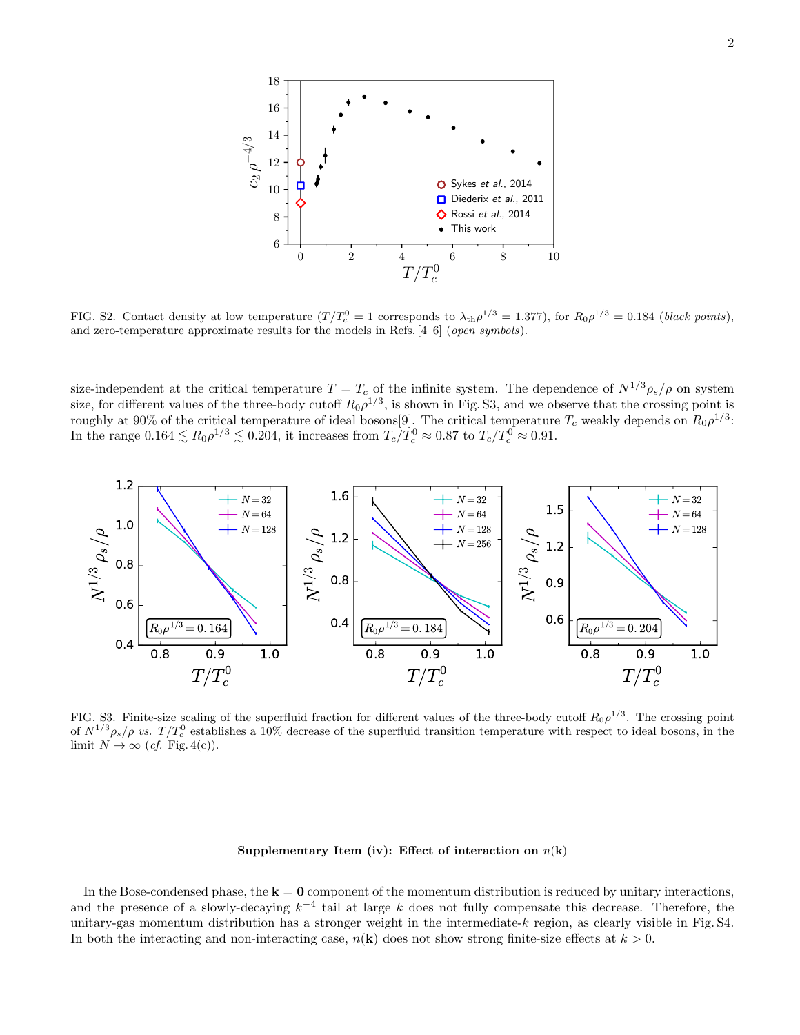FIG. S2. Contact density at low temperature ($T/T_c^0 = 1$ corresponds to $\lambda_{\rm th}\rho^{1/3} = 1.377$), for $R_0\rho^{1/3} = 0.184$ (*black points*), and zero-temperature approximate results for the models in Refs. [4–6] (*open symbols*).

size-independent at the critical temperature $T = T_c$ of the infinite system. The dependence of $N^{1/3}\rho_s/\rho$ on system size, for different values of the three-body cutoff $R_0\rho^{1/3}$, is shown in Fig. S3, and we observe that the crossing point is roughly at 90% of the critical temperature of ideal bosons[9]. The critical temperature $T_c$ weakly depends on $R_0\rho^{1/3}$: In the range $0.164 \lesssim R_0\rho^{1/3} \lesssim 0.204$, it increases from $T_c/T_c^0 \approx 0.87$ to $T_c/T_c^0 \approx 0.91$.

FIG. S3. Finite-size scaling of the superfluid fraction for different values of the three-body cutoff $R_0\rho^{1/3}$. The crossing point of $N^{1/3}\rho_s/\rho$ *vs.* $T/T_c^0$ establishes a 10% decrease of the superfluid transition temperature with respect to ideal bosons, in the limit $N \to \infty$ (*cf.* Fig. 4(c)).

**Supplementary Item (iv): Effect of interaction on $n(\mathbf{k})$**

In the Bose-condensed phase, the $\mathbf{k} = \mathbf{0}$ component of the momentum distribution is reduced by unitary interactions, and the presence of a slowly-decaying $k^{-4}$ tail at large $k$ does not fully compensate this decrease. Therefore, the unitary-gas momentum distribution has a stronger weight in the intermediate-$k$ region, as clearly visible in Fig. S4. In both the interacting and non-interacting case, $n(\mathbf{k})$ does not show strong finite-size effects at $k > 0$.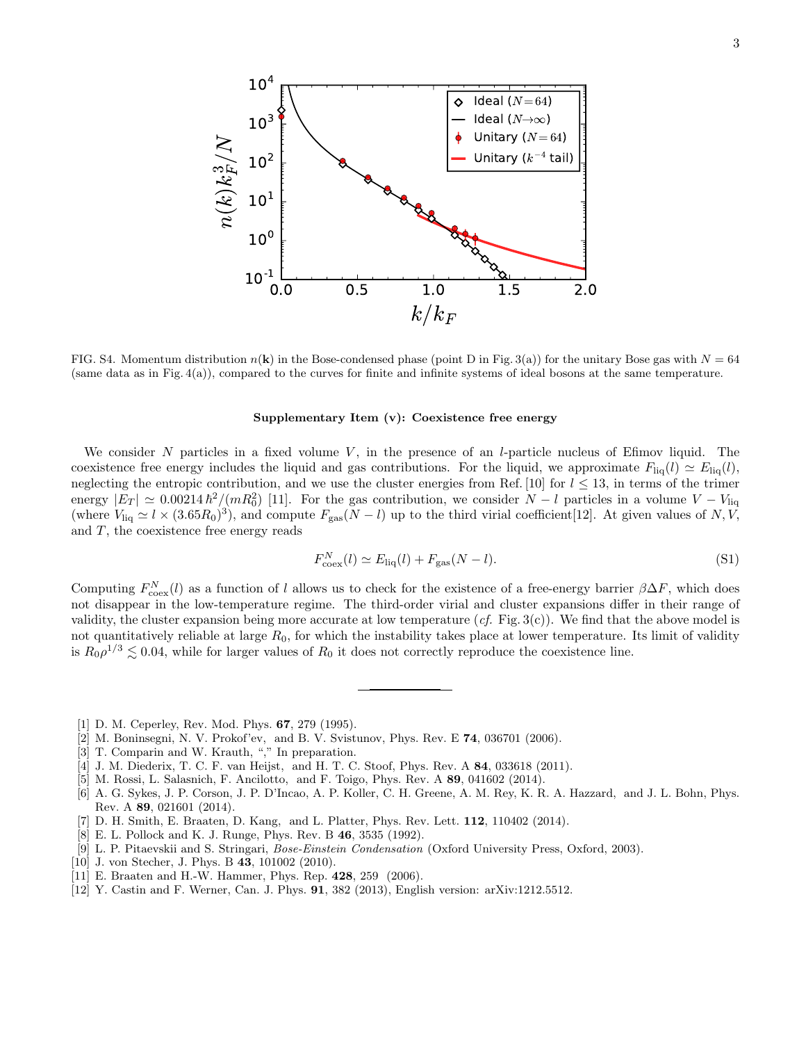$10^4$
$10^3$
$10^2$
$10^1$
$10^0$
$10^{-1}$
0.0
0.5
1.0
1.5
2.0
$n(k)k_F^3/N$
$k/k_F$
Ideal ($N=64$)
Ideal ($N\to\infty$)
Unitary ($N=64$)
Unitary ($k^{-4}$ tail)

FIG. S4. Momentum distribution $n(\mathbf{k})$ in the Bose-condensed phase (point D in Fig. 3(a)) for the unitary Bose gas with $N = 64$ (same data as in Fig. 4(a)), compared to the curves for finite and infinite systems of ideal bosons at the same temperature.

### Supplementary Item (v): Coexistence free energy

We consider $N$ particles in a fixed volume $V$, in the presence of an $l$-particle nucleus of Efimov liquid. The coexistence free energy includes the liquid and gas contributions. For the liquid, we approximate $F_{\text{liq}}(l) \simeq E_{\text{liq}}(l)$, neglecting the entropic contribution, and we use the cluster energies from Ref. [10] for $l \leq 13$, in terms of the trimer energy $|E_T| \simeq 0.00214\,\hbar^2/(mR_0^2)$ [11]. For the gas contribution, we consider $N - l$ particles in a volume $V - V_{\text{liq}}$ (where $V_{\text{liq}} \simeq l \times (3.65R_0)^3$), and compute $F_{\text{gas}}(N - l)$ up to the third virial coefficient[12]. At given values of $N, V$, and $T$, the coexistence free energy reads

$$F^N_{\text{coex}}(l) \simeq E_{\text{liq}}(l) + F_{\text{gas}}(N - l). \tag{S1}$$

Computing $F^N_{\text{coex}}(l)$ as a function of $l$ allows us to check for the existence of a free-energy barrier $\beta\Delta F$, which does not disappear in the low-temperature regime. The third-order virial and cluster expansions differ in their range of validity, the cluster expansion being more accurate at low temperature (*cf.* Fig. 3(c)). We find that the above model is not quantitatively reliable at large $R_0$, for which the instability takes place at lower temperature. Its limit of validity is $R_0\rho^{1/3} \lesssim 0.04$, while for larger values of $R_0$ it does not correctly reproduce the coexistence line.

---

[1] D. M. Ceperley, Rev. Mod. Phys. **67**, 279 (1995).
[2] M. Boninsegni, N. V. Prokof'ev, and B. V. Svistunov, Phys. Rev. E **74**, 036701 (2006).
[3] T. Comparin and W. Krauth, "," In preparation.
[4] J. M. Diederix, T. C. F. van Heijst, and H. T. C. Stoof, Phys. Rev. A **84**, 033618 (2011).
[5] M. Rossi, L. Salasnich, F. Ancilotto, and F. Toigo, Phys. Rev. A **89**, 041602 (2014).
[6] A. G. Sykes, J. P. Corson, J. P. D'Incao, A. P. Koller, C. H. Greene, A. M. Rey, K. R. A. Hazzard, and J. L. Bohn, Phys. Rev. A **89**, 021601 (2014).
[7] D. H. Smith, E. Braaten, D. Kang, and L. Platter, Phys. Rev. Lett. **112**, 110402 (2014).
[8] E. L. Pollock and K. J. Runge, Phys. Rev. B **46**, 3535 (1992).
[9] L. P. Pitaevskii and S. Stringari, *Bose-Einstein Condensation* (Oxford University Press, Oxford, 2003).
[10] J. von Stecher, J. Phys. B **43**, 101002 (2010).
[11] E. Braaten and H.-W. Hammer, Phys. Rep. **428**, 259 (2006).
[12] Y. Castin and F. Werner, Can. J. Phys. **91**, 382 (2013), English version: arXiv:1212.5512.